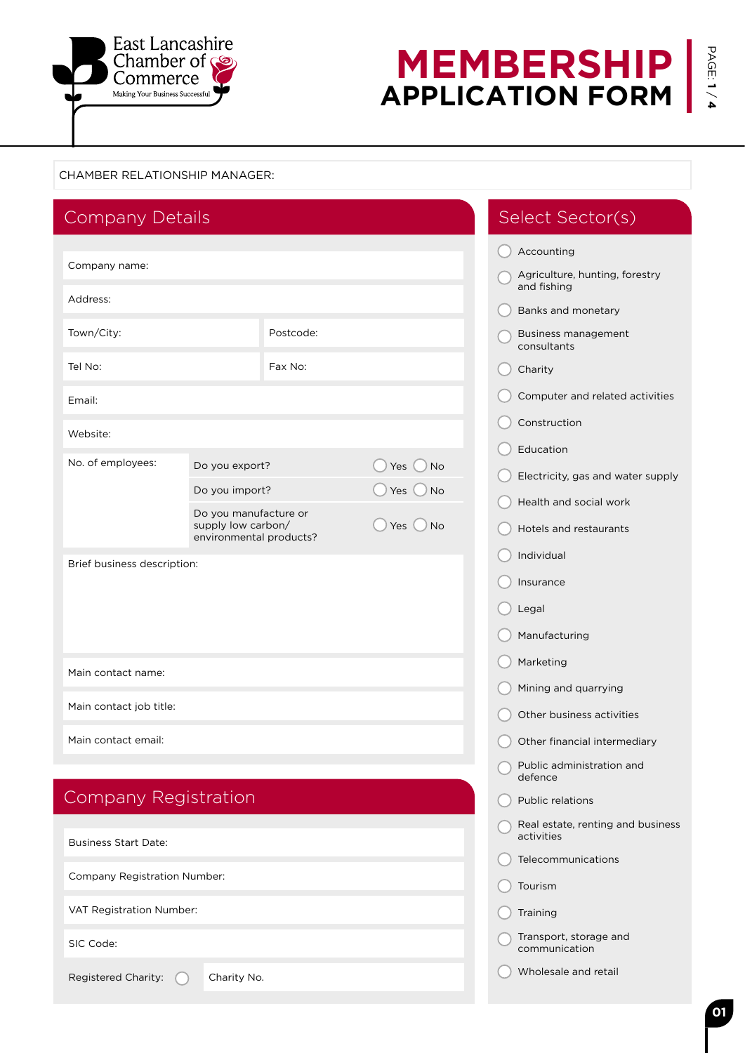East Lancashire Chamber of Commerce
Making Your Business Successful

# MEMBERSHIP APPLICATION FORM

CHAMBER RELATIONSHIP MANAGER:

## Company Details

Company name:

Address:

Town/City: | Postcode:

Tel No: | Fax No:

Email:

Website:

No. of employees:

| | | |
|---|---|---|
| Do you export? | ◯ Yes | ◯ No |
| Do you import? | ◯ Yes | ◯ No |
| Do you manufacture or supply low carbon/ environmental products? | ◯ Yes | ◯ No |

Brief business description:

Main contact name:

Main contact job title:

Main contact email:

## Company Registration

Business Start Date:

Company Registration Number:

VAT Registration Number:

SIC Code:

Registered Charity: ◯ | Charity No.

## Select Sector(s)

- ◯ Accounting
- ◯ Agriculture, hunting, forestry and fishing
- ◯ Banks and monetary
- ◯ Business management consultants
- ◯ Charity
- ◯ Computer and related activities
- ◯ Construction
- ◯ Education
- ◯ Electricity, gas and water supply
- ◯ Health and social work
- ◯ Hotels and restaurants
- ◯ Individual
- ◯ Insurance
- ◯ Legal
- ◯ Manufacturing
- ◯ Marketing
- ◯ Mining and quarrying
- ◯ Other business activities
- ◯ Other financial intermediary
- ◯ Public administration and defence
- ◯ Public relations
- ◯ Real estate, renting and business activities
- ◯ Telecommunications
- ◯ Tourism
- ◯ Training
- ◯ Transport, storage and communication
- ◯ Wholesale and retail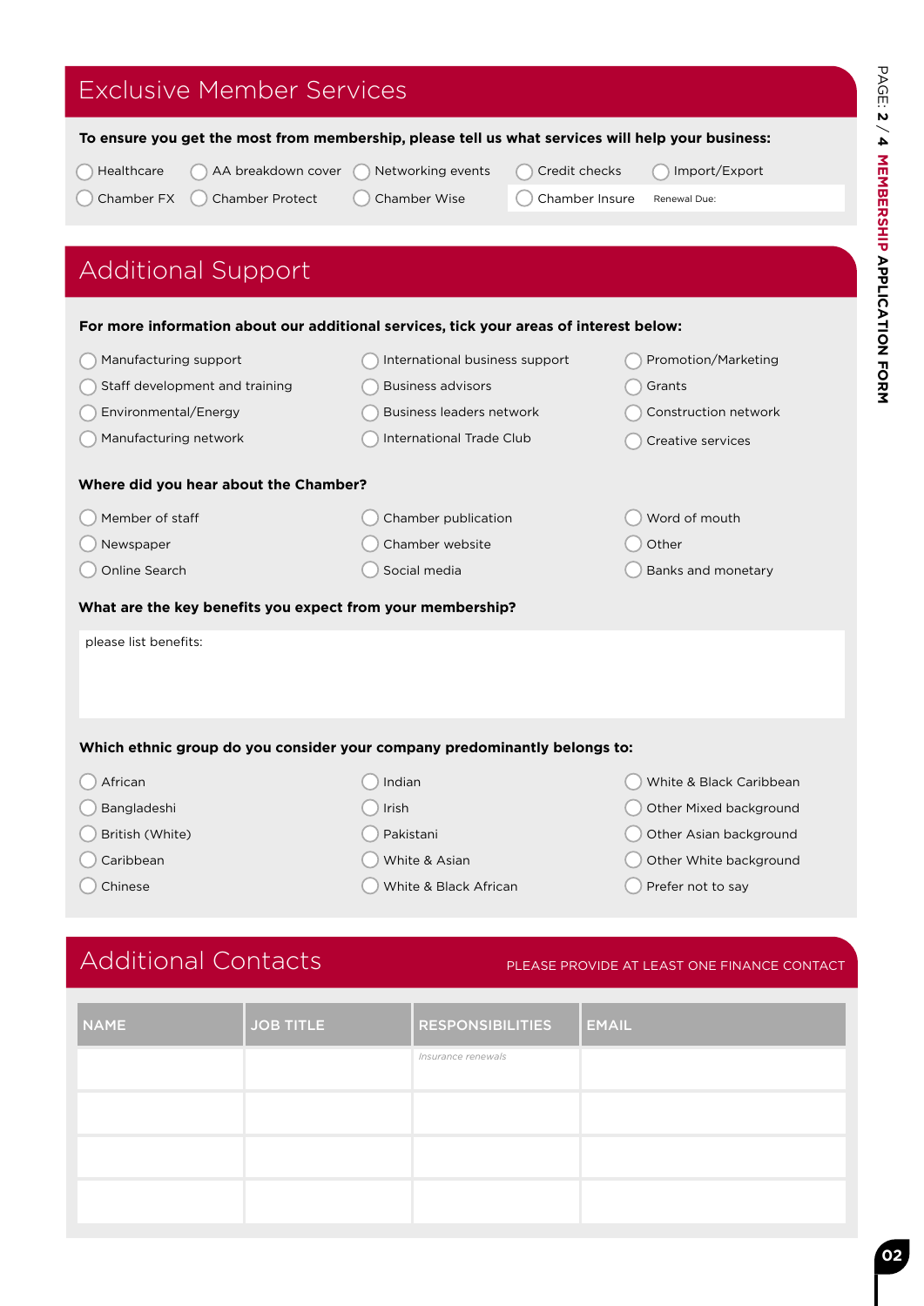## Exclusive Member Services

**To ensure you get the most from membership, please tell us what services will help your business:**

- ◯ Healthcare
- ◯ AA breakdown cover
- ◯ Networking events
- ◯ Credit checks
- ◯ Import/Export
- ◯ Chamber FX
- ◯ Chamber Protect
- ◯ Chamber Wise
- ◯ Chamber Insure — Renewal Due:

## Additional Support

**For more information about our additional services, tick your areas of interest below:**

- ◯ Manufacturing support
- ◯ International business support
- ◯ Promotion/Marketing
- ◯ Staff development and training
- ◯ Business advisors
- ◯ Grants
- ◯ Environmental/Energy
- ◯ Business leaders network
- ◯ Construction network
- ◯ Manufacturing network
- ◯ International Trade Club
- ◯ Creative services

**Where did you hear about the Chamber?**

- ◯ Member of staff
- ◯ Chamber publication
- ◯ Word of mouth
- ◯ Newspaper
- ◯ Chamber website
- ◯ Other
- ◯ Online Search
- ◯ Social media
- ◯ Banks and monetary

**What are the key benefits you expect from your membership?**

please list benefits:

**Which ethnic group do you consider your company predominantly belongs to:**

- ◯ African
- ◯ Indian
- ◯ White & Black Caribbean
- ◯ Bangladeshi
- ◯ Irish
- ◯ Other Mixed background
- ◯ British (White)
- ◯ Pakistani
- ◯ Other Asian background
- ◯ Caribbean
- ◯ White & Asian
- ◯ Other White background
- ◯ Chinese
- ◯ White & Black African
- ◯ Prefer not to say

## Additional Contacts

PLEASE PROVIDE AT LEAST ONE FINANCE CONTACT

| NAME | JOB TITLE | RESPONSIBILITIES | EMAIL |
|---|---|---|---|
| | | *Insurance renewals* | |
| | | | |
| | | | |
| | | | |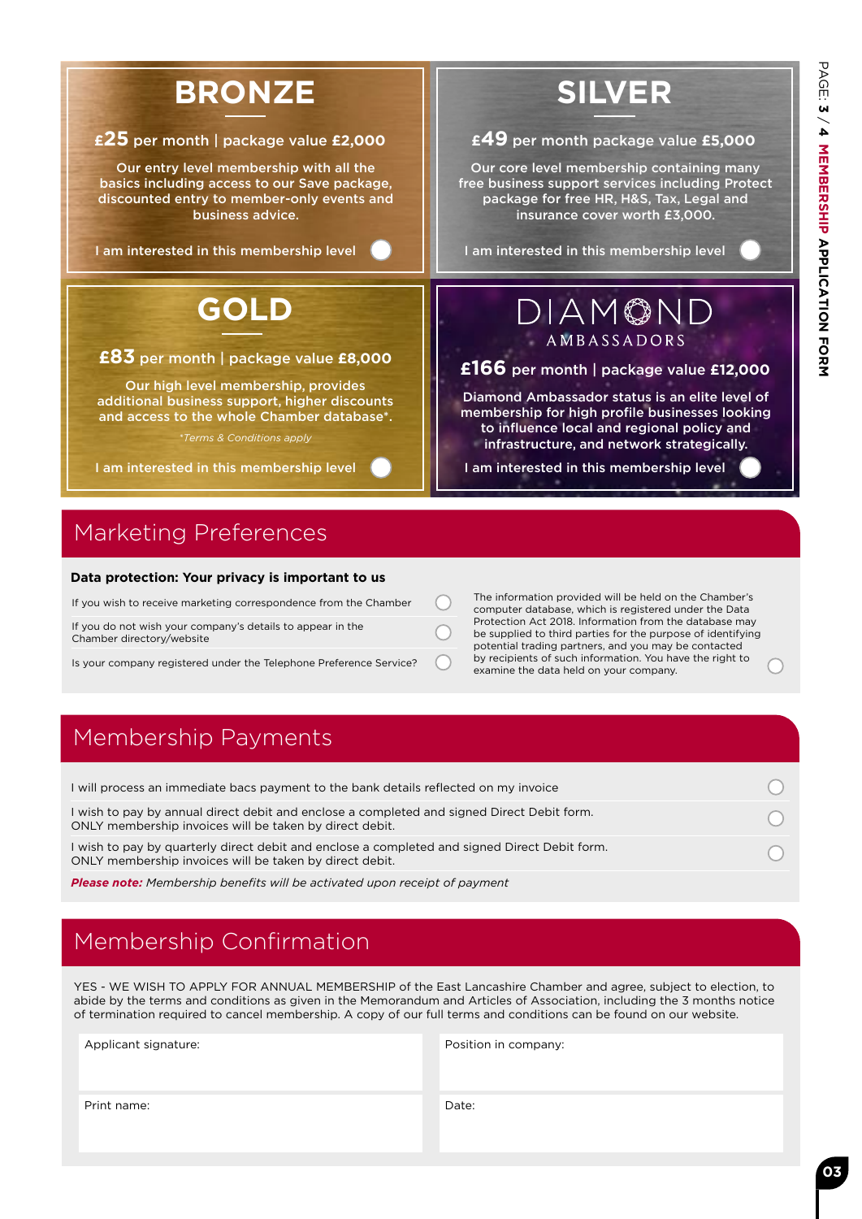## BRONZE

**£25** per month | package value **£2,000**

Our entry level membership with all the basics including access to our Save package, discounted entry to member-only events and business advice.

I am interested in this membership level ○

## SILVER

**£49** per month package value **£5,000**

Our core level membership containing many free business support services including Protect package for free HR, H&S, Tax, Legal and insurance cover worth £3,000.

I am interested in this membership level ○

## GOLD

**£83** per month | package value **£8,000**

Our high level membership, provides additional business support, higher discounts and access to the whole Chamber database*.

*Terms & Conditions apply*

I am interested in this membership level ○

## DIAMOND AMBASSADORS

**£166** per month | package value **£12,000**

Diamond Ambassador status is an elite level of membership for high profile businesses looking to influence local and regional policy and infrastructure, and network strategically.

I am interested in this membership level ○

## Marketing Preferences

**Data protection: Your privacy is important to us**

- If you wish to receive marketing correspondence from the Chamber ○
- If you do not wish your company's details to appear in the Chamber directory/website ○
- Is your company registered under the Telephone Preference Service? ○

The information provided will be held on the Chamber's computer database, which is registered under the Data Protection Act 2018. Information from the database may be supplied to third parties for the purpose of identifying potential trading partners, and you may be contacted by recipients of such information. You have the right to examine the data held on your company. ○

## Membership Payments

- I will process an immediate bacs payment to the bank details reflected on my invoice ○
- I wish to pay by annual direct debit and enclose a completed and signed Direct Debit form. ONLY membership invoices will be taken by direct debit. ○
- I wish to pay by quarterly direct debit and enclose a completed and signed Direct Debit form. ONLY membership invoices will be taken by direct debit. ○

***Please note:*** *Membership benefits will be activated upon receipt of payment*

## Membership Confirmation

YES - WE WISH TO APPLY FOR ANNUAL MEMBERSHIP of the East Lancashire Chamber and agree, subject to election, to abide by the terms and conditions as given in the Memorandum and Articles of Association, including the 3 months notice of termination required to cancel membership. A copy of our full terms and conditions can be found on our website.

| Applicant signature: | Position in company: |
|---|---|
| Print name: | Date: |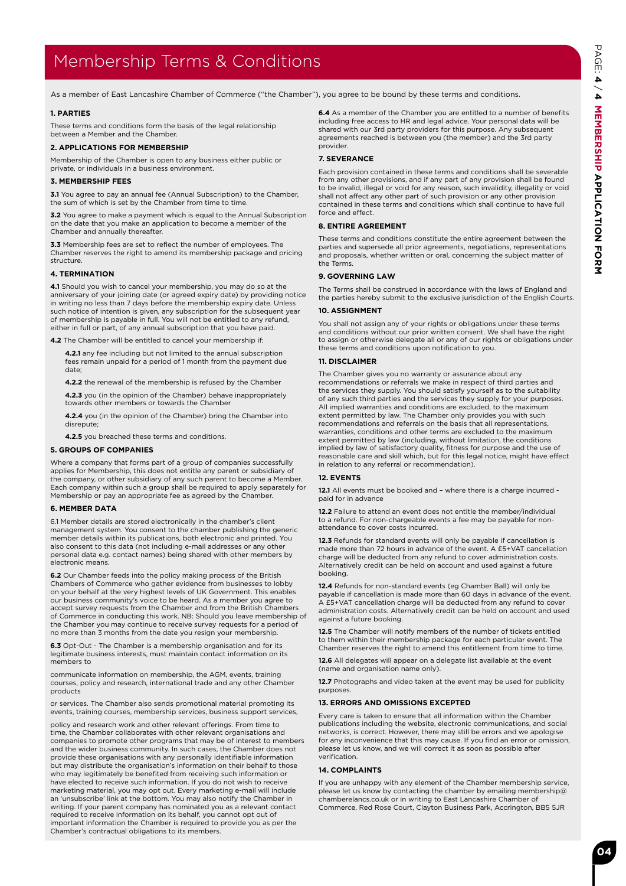# Membership Terms & Conditions

As a member of East Lancashire Chamber of Commerce ("the Chamber"), you agree to be bound by these terms and conditions.

### 1. PARTIES

These terms and conditions form the basis of the legal relationship between a Member and the Chamber.

### 2. APPLICATIONS FOR MEMBERSHIP

Membership of the Chamber is open to any business either public or private, or individuals in a business environment.

### 3. MEMBERSHIP FEES

**3.1** You agree to pay an annual fee (Annual Subscription) to the Chamber, the sum of which is set by the Chamber from time to time.

**3.2** You agree to make a payment which is equal to the Annual Subscription on the date that you make an application to become a member of the Chamber and annually thereafter.

**3.3** Membership fees are set to reflect the number of employees. The Chamber reserves the right to amend its membership package and pricing structure.

### 4. TERMINATION

**4.1** Should you wish to cancel your membership, you may do so at the anniversary of your joining date (or agreed expiry date) by providing notice in writing no less than 7 days before the membership expiry date. Unless such notice of intention is given, any subscription for the subsequent year of membership is payable in full. You will not be entitled to any refund, either in full or part, of any annual subscription that you have paid.

**4.2** The Chamber will be entitled to cancel your membership if:

**4.2.1** any fee including but not limited to the annual subscription fees remain unpaid for a period of 1 month from the payment due date;

**4.2.2** the renewal of the membership is refused by the Chamber

**4.2.3** you (in the opinion of the Chamber) behave inappropriately towards other members or towards the Chamber

**4.2.4** you (in the opinion of the Chamber) bring the Chamber into disrepute;

**4.2.5** you breached these terms and conditions.

### 5. GROUPS OF COMPANIES

Where a company that forms part of a group of companies successfully applies for Membership, this does not entitle any parent or subsidiary of the company, or other subsidiary of any such parent to become a Member. Each company within such a group shall be required to apply separately for Membership or pay an appropriate fee as agreed by the Chamber.

### 6. MEMBER DATA

6.1 Member details are stored electronically in the chamber's client management system. You consent to the chamber publishing the generic member details within its publications, both electronic and printed. You also consent to this data (not including e-mail addresses or any other personal data e.g. contact names) being shared with other members by electronic means.

**6.2** Our Chamber feeds into the policy making process of the British Chambers of Commerce who gather evidence from businesses to lobby on your behalf at the very highest levels of UK Government. This enables our business community's voice to be heard. As a member you agree to accept survey requests from the Chamber and from the British Chambers of Commerce in conducting this work. NB: Should you leave membership of the Chamber you may continue to receive survey requests for a period of no more than 3 months from the date you resign your membership.

**6.3** Opt-Out - The Chamber is a membership organisation and for its legitimate business interests, must maintain contact information on its members to

communicate information on membership, the AGM, events, training courses, policy and research, international trade and any other Chamber products

or services. The Chamber also sends promotional material promoting its events, training courses, membership services, business support services,

policy and research work and other relevant offerings. From time to time, the Chamber collaborates with other relevant organisations and companies to promote other programs that may be of interest to members and the wider business community. In such cases, the Chamber does not provide these organisations with any personally identifiable information but may distribute the organisation's information on their behalf to those who may legitimately be benefited from receiving such information or have elected to receive such information. If you do not wish to receive marketing material, you may opt out. Every marketing e-mail will include an 'unsubscribe' link at the bottom. You may also notify the Chamber in writing. If your parent company has nominated you as a relevant contact required to receive information on its behalf, you cannot opt out of important information the Chamber is required to provide you as per the Chamber's contractual obligations to its members.

**6.4** As a member of the Chamber you are entitled to a number of benefits including free access to HR and legal advice. Your personal data will be shared with our 3rd party providers for this purpose. Any subsequent agreements reached is between you (the member) and the 3rd party provider.

### 7. SEVERANCE

Each provision contained in these terms and conditions shall be severable from any other provisions, and if any part of any provision shall be found to be invalid, illegal or void for any reason, such invalidity, illegality or void shall not affect any other part of such provision or any other provision contained in these terms and conditions which shall continue to have full force and effect.

### 8. ENTIRE AGREEMENT

These terms and conditions constitute the entire agreement between the parties and supersede all prior agreements, negotiations, representations and proposals, whether written or oral, concerning the subject matter of the Terms.

### 9. GOVERNING LAW

The Terms shall be construed in accordance with the laws of England and the parties hereby submit to the exclusive jurisdiction of the English Courts.

### 10. ASSIGNMENT

You shall not assign any of your rights or obligations under these terms and conditions without our prior written consent. We shall have the right to assign or otherwise delegate all or any of our rights or obligations under these terms and conditions upon notification to you.

### 11. DISCLAIMER

The Chamber gives you no warranty or assurance about any recommendations or referrals we make in respect of third parties and the services they supply. You should satisfy yourself as to the suitability of any such third parties and the services they supply for your purposes. All implied warranties and conditions are excluded, to the maximum extent permitted by law. The Chamber only provides you with such recommendations and referrals on the basis that all representations, warranties, conditions and other terms are excluded to the maximum extent permitted by law (including, without limitation, the conditions implied by law of satisfactory quality, fitness for purpose and the use of reasonable care and skill which, but for this legal notice, might have effect in relation to any referral or recommendation).

### 12. EVENTS

**12.1** All events must be booked and – where there is a charge incurred - paid for in advance

**12.2** Failure to attend an event does not entitle the member/individual to a refund. For non-chargeable events a fee may be payable for non-attendance to cover costs incurred.

**12.3** Refunds for standard events will only be payable if cancellation is made more than 72 hours in advance of the event. A £5+VAT cancellation charge will be deducted from any refund to cover administration costs. Alternatively credit can be held on account and used against a future booking.

**12.4** Refunds for non-standard events (eg Chamber Ball) will only be payable if cancellation is made more than 60 days in advance of the event. A £5+VAT cancellation charge will be deducted from any refund to cover administration costs. Alternatively credit can be held on account and used against a future booking.

**12.5** The Chamber will notify members of the number of tickets entitled to them within their membership package for each particular event. The Chamber reserves the right to amend this entitlement from time to time.

**12.6** All delegates will appear on a delegate list available at the event (name and organisation name only).

**12.7** Photographs and video taken at the event may be used for publicity purposes.

### 13. ERRORS AND OMISSIONS EXCEPTED

Every care is taken to ensure that all information within the Chamber publications including the website, electronic communications, and social networks, is correct. However, there may still be errors and we apologise for any inconvenience that this may cause. If you find an error or omission, please let us know, and we will correct it as soon as possible after verification.

### 14. COMPLAINTS

If you are unhappy with any element of the Chamber membership service, please let us know by contacting the chamber by emailing membership@chamberelancs.co.uk or in writing to East Lancashire Chamber of Commerce, Red Rose Court, Clayton Business Park, Accrington, BB5 5JR